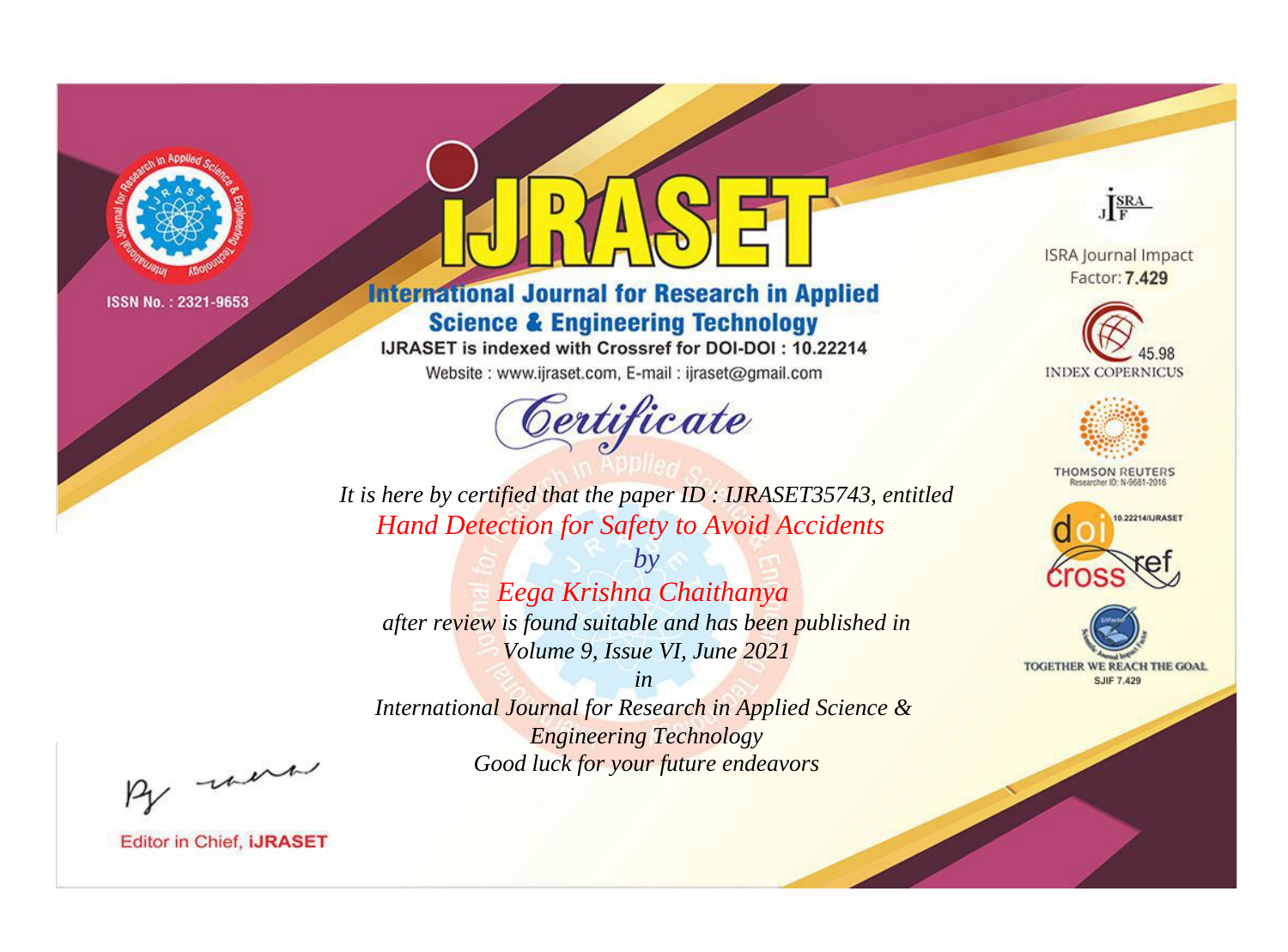ISSN No. : 2321-9653

# IJRASET

## International Journal for Research in Applied Science & Engineering Technology

IJRASET is indexed with Crossref for DOI-DOI : 10.22214

Website : www.ijraset.com, E-mail : ijraset@gmail.com

ISRA Journal Impact Factor: **7.429**

45.98 INDEX COPERNICUS

THOMSON REUTERS Researcher ID: N-9681-2016

10.22214/IJRASET

TOGETHER WE REACH THE GOAL SJIF 7.429

## *Certificate*

*It is here by certified that the paper ID : IJRASET35743, entitled*

*Hand Detection for Safety to Avoid Accidents*

*by*

*Eega Krishna Chaithanya*

*after review is found suitable and has been published in*

*Volume 9, Issue VI, June 2021*

*in*

*International Journal for Research in Applied Science & Engineering Technology*

*Good luck for your future endeavors*

Editor in Chief, **IJRASET**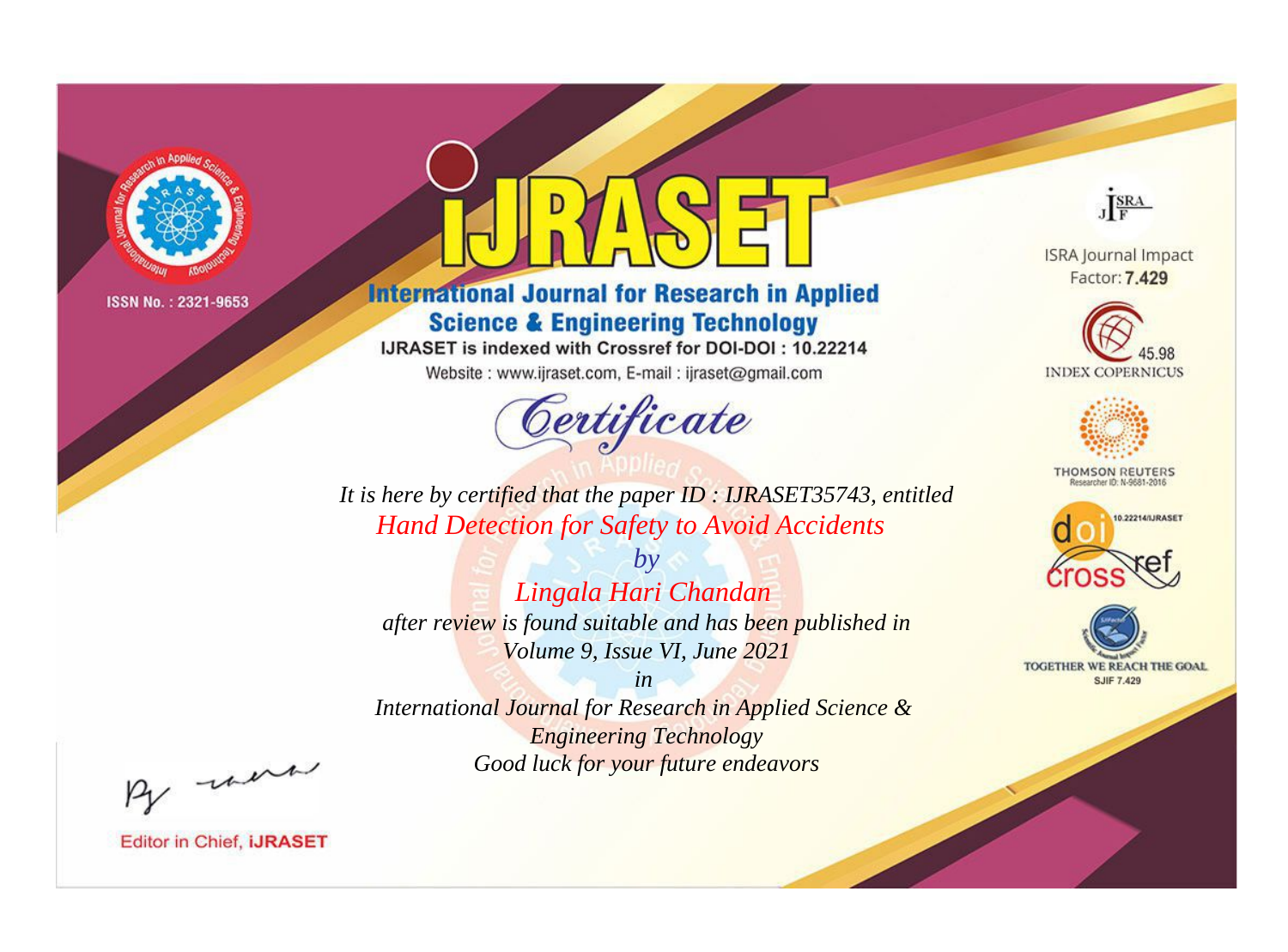ISSN No. : 2321-9653

# iJRASET

## International Journal for Research in Applied Science & Engineering Technology

IJRASET is indexed with Crossref for DOI-DOI : 10.22214

Website : www.ijraset.com, E-mail : ijraset@gmail.com

ISRA Journal Impact Factor: **7.429**

45.98 INDEX COPERNICUS

THOMSON REUTERS Researcher ID: N-9681-2016

10.22214/IJRASET

TOGETHER WE REACH THE GOAL SJIF 7.429

*Certificate*

*It is here by certified that the paper ID : IJRASET35743, entitled*

*Hand Detection for Safety to Avoid Accidents*

*by*

*Lingala Hari Chandan*

*after review is found suitable and has been published in*

*Volume 9, Issue VI, June 2021*

*in*

*International Journal for Research in Applied Science & Engineering Technology*

*Good luck for your future endeavors*

Editor in Chief, **iJRASET**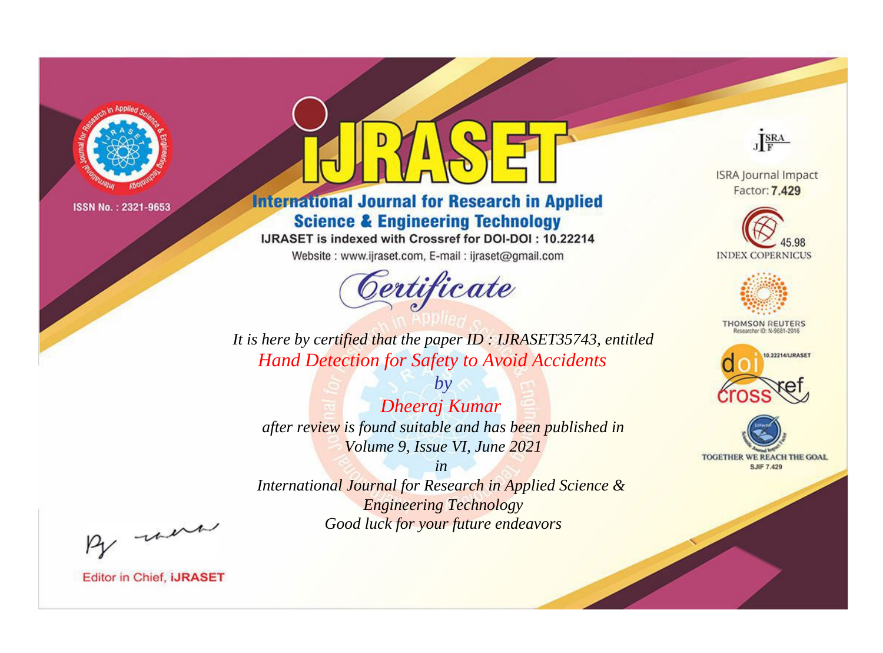ISSN No. : 2321-9653

# IJRASET

## International Journal for Research in Applied Science & Engineering Technology

IJRASET is indexed with Crossref for DOI-DOI : 10.22214

Website : www.ijraset.com, E-mail : ijraset@gmail.com

# Certificate

*It is here by certified that the paper ID : IJRASET35743, entitled*

*Hand Detection for Safety to Avoid Accidents*

*by*

*Dheeraj Kumar*

*after review is found suitable and has been published in*

*Volume 9, Issue VI, June 2021*

*in*

*International Journal for Research in Applied Science & Engineering Technology*

*Good luck for your future endeavors*

ISRA Journal Impact Factor: **7.429**

45.98 INDEX COPERNICUS

THOMSON REUTERS Researcher ID: N-9681-2016

10.22214/IJRASET

TOGETHER WE REACH THE GOAL SJIF 7.429

Editor in Chief, **iJRASET**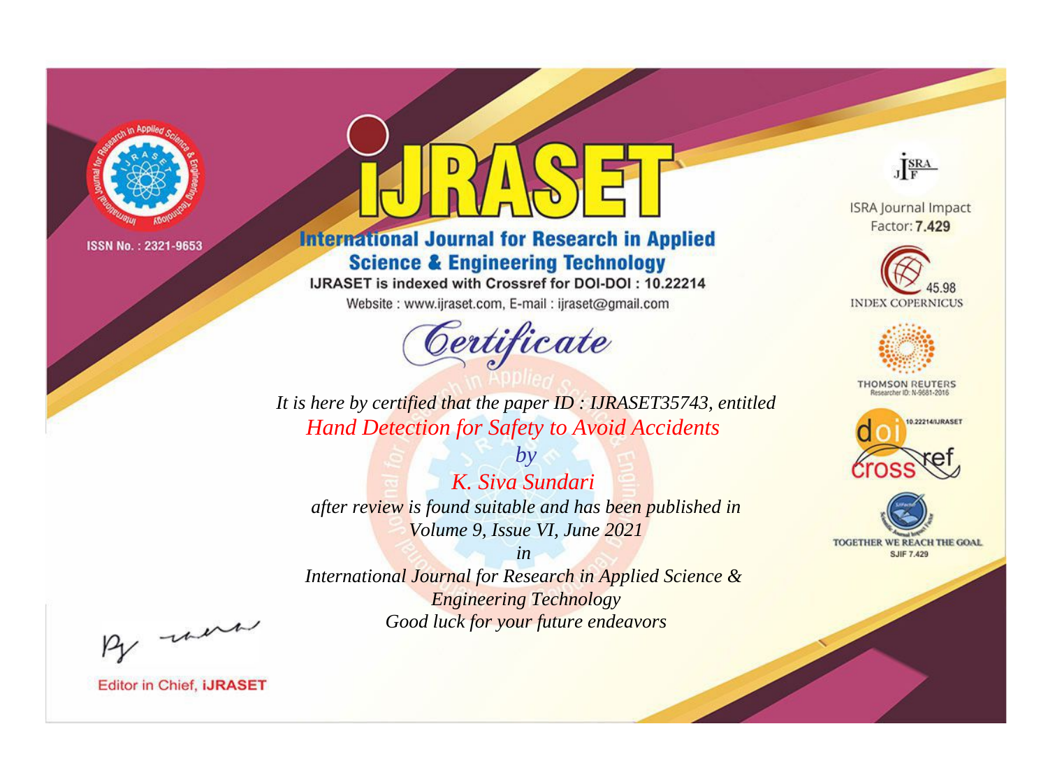ISSN No. : 2321-9653

# IJRASET

## International Journal for Research in Applied Science & Engineering Technology

IJRASET is indexed with Crossref for DOI-DOI : 10.22214

Website : www.ijraset.com, E-mail : ijraset@gmail.com

ISRA Journal Impact Factor: **7.429**

45.98 INDEX COPERNICUS

THOMSON REUTERS Researcher ID: N-9681-2016

10.22214/IJRASET

TOGETHER WE REACH THE GOAL SJIF 7.429

*Certificate*

*It is here by certified that the paper ID : IJRASET35743, entitled*

*Hand Detection for Safety to Avoid Accidents*

*by*

*K. Siva Sundari*

*after review is found suitable and has been published in*

*Volume 9, Issue VI, June 2021*

*in*

*International Journal for Research in Applied Science & Engineering Technology*

*Good luck for your future endeavors*

Editor in Chief, **iJRASET**